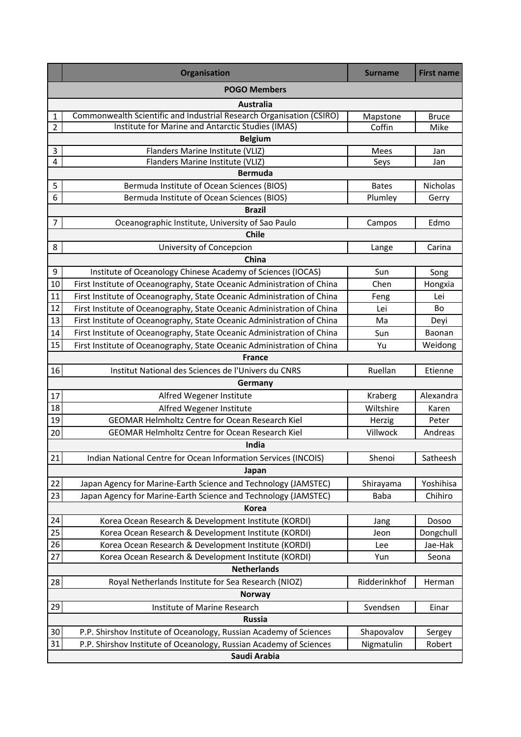|  | Organisation | Surname | First name |
|---|---|---|---|
| **POGO Members** | | | |
| **Australia** | | | |
| 1 | Commonwealth Scientific and Industrial Research Organisation (CSIRO) | Mapstone | Bruce |
| 2 | Institute for Marine and Antarctic Studies (IMAS) | Coffin | Mike |
| **Belgium** | | | |
| 3 | Flanders Marine Institute (VLIZ) | Mees | Jan |
| 4 | Flanders Marine Institute (VLIZ) | Seys | Jan |
| **Bermuda** | | | |
| 5 | Bermuda Institute of Ocean Sciences (BIOS) | Bates | Nicholas |
| 6 | Bermuda Institute of Ocean Sciences (BIOS) | Plumley | Gerry |
| **Brazil** | | | |
| 7 | Oceanographic Institute, University of Sao Paulo | Campos | Edmo |
| **Chile** | | | |
| 8 | University of Concepcion | Lange | Carina |
| **China** | | | |
| 9 | Institute of Oceanology Chinese Academy of Sciences (IOCAS) | Sun | Song |
| 10 | First Institute of Oceanography, State Oceanic Administration of China | Chen | Hongxia |
| 11 | First Institute of Oceanography, State Oceanic Administration of China | Feng | Lei |
| 12 | First Institute of Oceanography, State Oceanic Administration of China | Lei | Bo |
| 13 | First Institute of Oceanography, State Oceanic Administration of China | Ma | Deyi |
| 14 | First Institute of Oceanography, State Oceanic Administration of China | Sun | Baonan |
| 15 | First Institute of Oceanography, State Oceanic Administration of China | Yu | Weidong |
| **France** | | | |
| 16 | Institut National des Sciences de l'Univers du CNRS | Ruellan | Etienne |
| **Germany** | | | |
| 17 | Alfred Wegener Institute | Kraberg | Alexandra |
| 18 | Alfred Wegener Institute | Wiltshire | Karen |
| 19 | GEOMAR Helmholtz Centre for Ocean Research Kiel | Herzig | Peter |
| 20 | GEOMAR Helmholtz Centre for Ocean Research Kiel | Villwock | Andreas |
| **India** | | | |
| 21 | Indian National Centre for Ocean Information Services (INCOIS) | Shenoi | Satheesh |
| **Japan** | | | |
| 22 | Japan Agency for Marine-Earth Science and Technology (JAMSTEC) | Shirayama | Yoshihisa |
| 23 | Japan Agency for Marine-Earth Science and Technology (JAMSTEC) | Baba | Chihiro |
| **Korea** | | | |
| 24 | Korea Ocean Research & Development Institute (KORDI) | Jang | Dosoo |
| 25 | Korea Ocean Research & Development Institute (KORDI) | Jeon | Dongchull |
| 26 | Korea Ocean Research & Development Institute (KORDI) | Lee | Jae-Hak |
| 27 | Korea Ocean Research & Development Institute (KORDI) | Yun | Seona |
| **Netherlands** | | | |
| 28 | Royal Netherlands Institute for Sea Research (NIOZ) | Ridderinkhof | Herman |
| **Norway** | | | |
| 29 | Institute of Marine Research | Svendsen | Einar |
| **Russia** | | | |
| 30 | P.P. Shirshov Institute of Oceanology, Russian Academy of Sciences | Shapovalov | Sergey |
| 31 | P.P. Shirshov Institute of Oceanology, Russian Academy of Sciences | Nigmatulin | Robert |
| **Saudi Arabia** | | | |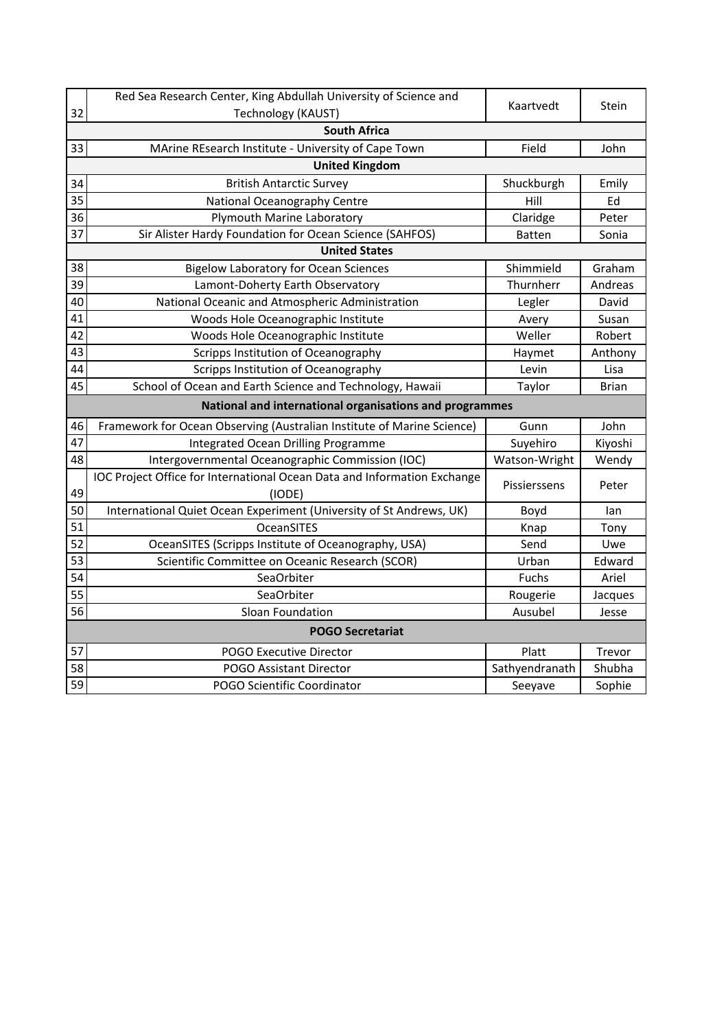| | | | |
|---|---|---|---|
| 32 | Red Sea Research Center, King Abdullah University of Science and Technology (KAUST) | Kaartvedt | Stein |
| | **South Africa** | | |
| 33 | MArine REsearch Institute - University of Cape Town | Field | John |
| | **United Kingdom** | | |
| 34 | British Antarctic Survey | Shuckburgh | Emily |
| 35 | National Oceanography Centre | Hill | Ed |
| 36 | Plymouth Marine Laboratory | Claridge | Peter |
| 37 | Sir Alister Hardy Foundation for Ocean Science (SAHFOS) | Batten | Sonia |
| | **United States** | | |
| 38 | Bigelow Laboratory for Ocean Sciences | Shimmield | Graham |
| 39 | Lamont-Doherty Earth Observatory | Thurnherr | Andreas |
| 40 | National Oceanic and Atmospheric Administration | Legler | David |
| 41 | Woods Hole Oceanographic Institute | Avery | Susan |
| 42 | Woods Hole Oceanographic Institute | Weller | Robert |
| 43 | Scripps Institution of Oceanography | Haymet | Anthony |
| 44 | Scripps Institution of Oceanography | Levin | Lisa |
| 45 | School of Ocean and Earth Science and Technology, Hawaii | Taylor | Brian |
| | **National and international organisations and programmes** | | |
| 46 | Framework for Ocean Observing (Australian Institute of Marine Science) | Gunn | John |
| 47 | Integrated Ocean Drilling Programme | Suyehiro | Kiyoshi |
| 48 | Intergovernmental Oceanographic Commission (IOC) | Watson-Wright | Wendy |
| 49 | IOC Project Office for International Ocean Data and Information Exchange (IODE) | Pissierssens | Peter |
| 50 | International Quiet Ocean Experiment (University of St Andrews, UK) | Boyd | Ian |
| 51 | OceanSITES | Knap | Tony |
| 52 | OceanSITES (Scripps Institute of Oceanography, USA) | Send | Uwe |
| 53 | Scientific Committee on Oceanic Research (SCOR) | Urban | Edward |
| 54 | SeaOrbiter | Fuchs | Ariel |
| 55 | SeaOrbiter | Rougerie | Jacques |
| 56 | Sloan Foundation | Ausubel | Jesse |
| | **POGO Secretariat** | | |
| 57 | POGO Executive Director | Platt | Trevor |
| 58 | POGO Assistant Director | Sathyendranath | Shubha |
| 59 | POGO Scientific Coordinator | Seeyave | Sophie |